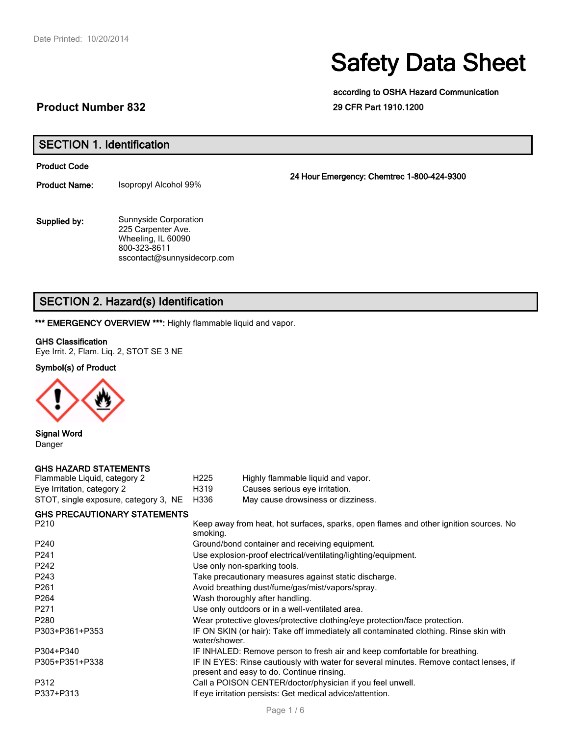Date Printed: 10/20/2014

# Safety Data Sheet

**according to OSHA Hazard Communication 29 CFR Part 1910.1200**

**Product Number 832**

## SECTION 1. Identification

**Product Code**

**Product Name:** Isopropyl Alcohol 99%

**24 Hour Emergency: Chemtrec 1-800-424-9300**

**Supplied by:** Sunnyside Corporation
225 Carpenter Ave.
Wheeling, IL 60090
800-323-8611
sscontact@sunnysidecorp.com

## SECTION 2. Hazard(s) Identification

**\*\*\* EMERGENCY OVERVIEW \*\*\*:** Highly flammable liquid and vapor.

**GHS Classification**

Eye Irrit. 2, Flam. Liq. 2, STOT SE 3 NE

**Symbol(s) of Product**

**Signal Word**

Danger

**GHS HAZARD STATEMENTS**

| | | |
|---|---|---|
| Flammable Liquid, category 2 | H225 | Highly flammable liquid and vapor. |
| Eye Irritation, category 2 | H319 | Causes serious eye irritation. |
| STOT, single exposure, category 3, NE | H336 | May cause drowsiness or dizziness. |

**GHS PRECAUTIONARY STATEMENTS**

| | |
|---|---|
| P210 | Keep away from heat, hot surfaces, sparks, open flames and other ignition sources. No smoking. |
| P240 | Ground/bond container and receiving equipment. |
| P241 | Use explosion-proof electrical/ventilating/lighting/equipment. |
| P242 | Use only non-sparking tools. |
| P243 | Take precautionary measures against static discharge. |
| P261 | Avoid breathing dust/fume/gas/mist/vapors/spray. |
| P264 | Wash thoroughly after handling. |
| P271 | Use only outdoors or in a well-ventilated area. |
| P280 | Wear protective gloves/protective clothing/eye protection/face protection. |
| P303+P361+P353 | IF ON SKIN (or hair): Take off immediately all contaminated clothing. Rinse skin with water/shower. |
| P304+P340 | IF INHALED: Remove person to fresh air and keep comfortable for breathing. |
| P305+P351+P338 | IF IN EYES: Rinse cautiously with water for several minutes. Remove contact lenses, if present and easy to do. Continue rinsing. |
| P312 | Call a POISON CENTER/doctor/physician if you feel unwell. |
| P337+P313 | If eye irritation persists: Get medical advice/attention. |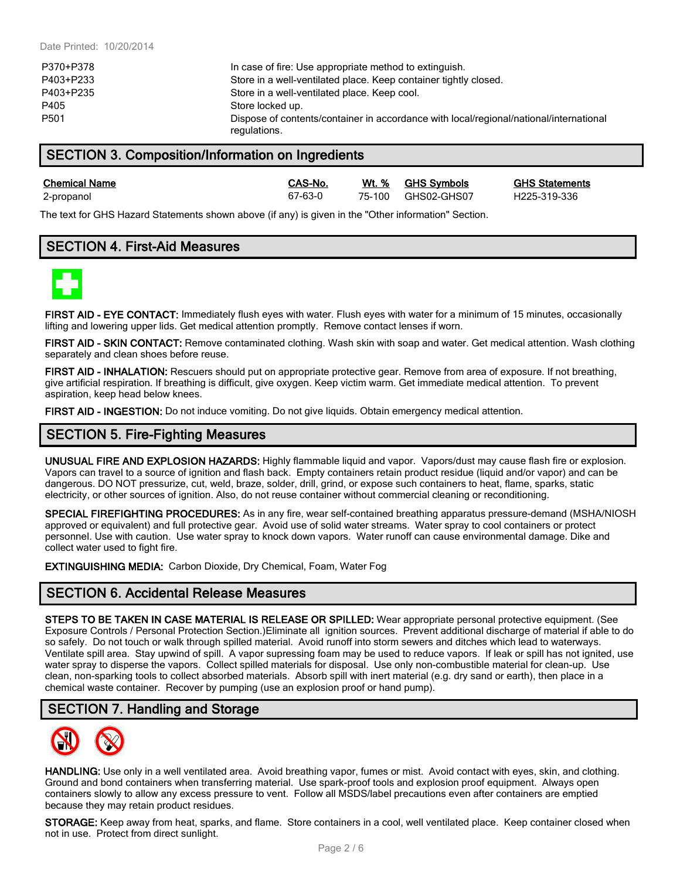| | |
|---|---|
| P370+P378 | In case of fire: Use appropriate method to extinguish. |
| P403+P233 | Store in a well-ventilated place. Keep container tightly closed. |
| P403+P235 | Store in a well-ventilated place. Keep cool. |
| P405 | Store locked up. |
| P501 | Dispose of contents/container in accordance with local/regional/national/international regulations. |

## SECTION 3. Composition/Information on Ingredients

| Chemical Name | CAS-No. | Wt. % | GHS Symbols | GHS Statements |
|---|---|---|---|---|
| 2-propanol | 67-63-0 | 75-100 | GHS02-GHS07 | H225-319-336 |

The text for GHS Hazard Statements shown above (if any) is given in the "Other information" Section.

## SECTION 4. First-Aid Measures

**FIRST AID - EYE CONTACT:** Immediately flush eyes with water. Flush eyes with water for a minimum of 15 minutes, occasionally lifting and lowering upper lids. Get medical attention promptly. Remove contact lenses if worn.

**FIRST AID - SKIN CONTACT:** Remove contaminated clothing. Wash skin with soap and water. Get medical attention. Wash clothing separately and clean shoes before reuse.

**FIRST AID - INHALATION:** Rescuers should put on appropriate protective gear. Remove from area of exposure. If not breathing, give artificial respiration. If breathing is difficult, give oxygen. Keep victim warm. Get immediate medical attention. To prevent aspiration, keep head below knees.

**FIRST AID - INGESTION:** Do not induce vomiting. Do not give liquids. Obtain emergency medical attention.

## SECTION 5. Fire-Fighting Measures

**UNUSUAL FIRE AND EXPLOSION HAZARDS:** Highly flammable liquid and vapor. Vapors/dust may cause flash fire or explosion. Vapors can travel to a source of ignition and flash back. Empty containers retain product residue (liquid and/or vapor) and can be dangerous. DO NOT pressurize, cut, weld, braze, solder, drill, grind, or expose such containers to heat, flame, sparks, static electricity, or other sources of ignition. Also, do not reuse container without commercial cleaning or reconditioning.

**SPECIAL FIREFIGHTING PROCEDURES:** As in any fire, wear self-contained breathing apparatus pressure-demand (MSHA/NIOSH approved or equivalent) and full protective gear. Avoid use of solid water streams. Water spray to cool containers or protect personnel. Use with caution. Use water spray to knock down vapors. Water runoff can cause environmental damage. Dike and collect water used to fight fire.

**EXTINGUISHING MEDIA:** Carbon Dioxide, Dry Chemical, Foam, Water Fog

## SECTION 6. Accidental Release Measures

**STEPS TO BE TAKEN IN CASE MATERIAL IS RELEASE OR SPILLED:** Wear appropriate personal protective equipment. (See Exposure Controls / Personal Protection Section.)Eliminate all ignition sources. Prevent additional discharge of material if able to do so safely. Do not touch or walk through spilled material. Avoid runoff into storm sewers and ditches which lead to waterways. Ventilate spill area. Stay upwind of spill. A vapor supressing foam may be used to reduce vapors. If leak or spill has not ignited, use water spray to disperse the vapors. Collect spilled materials for disposal. Use only non-combustible material for clean-up. Use clean, non-sparking tools to collect absorbed materials. Absorb spill with inert material (e.g. dry sand or earth), then place in a chemical waste container. Recover by pumping (use an explosion proof or hand pump).

## SECTION 7. Handling and Storage

**HANDLING:** Use only in a well ventilated area. Avoid breathing vapor, fumes or mist. Avoid contact with eyes, skin, and clothing. Ground and bond containers when transferring material. Use spark-proof tools and explosion proof equipment. Always open containers slowly to allow any excess pressure to vent. Follow all MSDS/label precautions even after containers are emptied because they may retain product residues.

**STORAGE:** Keep away from heat, sparks, and flame. Store containers in a cool, well ventilated place. Keep container closed when not in use. Protect from direct sunlight.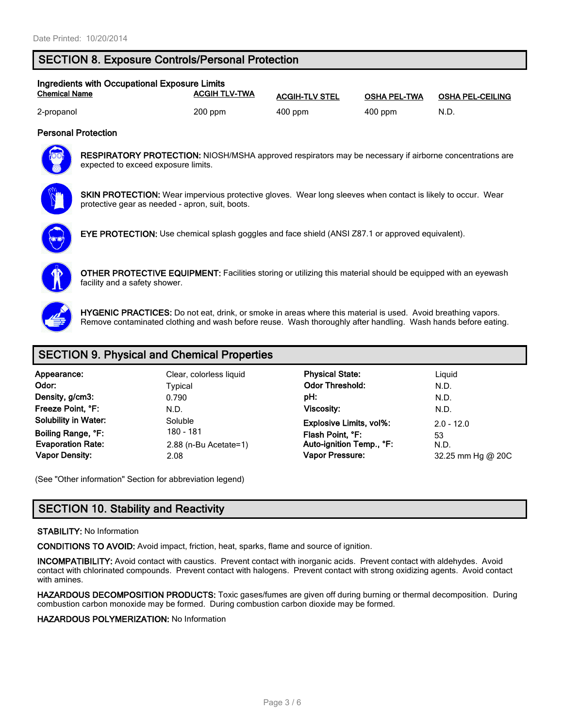Date Printed: 10/20/2014

## SECTION 8. Exposure Controls/Personal Protection

### Ingredients with Occupational Exposure Limits

| Chemical Name | ACGIH TLV-TWA | ACGIH-TLV STEL | OSHA PEL-TWA | OSHA PEL-CEILING |
|---|---|---|---|---|
| 2-propanol | 200 ppm | 400 ppm | 400 ppm | N.D. |

### Personal Protection

**RESPIRATORY PROTECTION:** NIOSH/MSHA approved respirators may be necessary if airborne concentrations are expected to exceed exposure limits.

**SKIN PROTECTION:** Wear impervious protective gloves. Wear long sleeves when contact is likely to occur. Wear protective gear as needed - apron, suit, boots.

**EYE PROTECTION:** Use chemical splash goggles and face shield (ANSI Z87.1 or approved equivalent).

**OTHER PROTECTIVE EQUIPMENT:** Facilities storing or utilizing this material should be equipped with an eyewash facility and a safety shower.

**HYGENIC PRACTICES:** Do not eat, drink, or smoke in areas where this material is used. Avoid breathing vapors. Remove contaminated clothing and wash before reuse. Wash thoroughly after handling. Wash hands before eating.

## SECTION 9. Physical and Chemical Properties

| Property | Value | Property | Value |
|---|---|---|---|
| **Appearance:** | Clear, colorless liquid | **Physical State:** | Liquid |
| **Odor:** | Typical | **Odor Threshold:** | N.D. |
| **Density, g/cm3:** | 0.790 | **pH:** | N.D. |
| **Freeze Point, °F:** | N.D. | **Viscosity:** | N.D. |
| **Solubility in Water:** | Soluble | **Explosive Limits, vol%:** | 2.0 - 12.0 |
| **Boiling Range, °F:** | 180 - 181 | **Flash Point, °F:** | 53 |
| **Evaporation Rate:** | 2.88 (n-Bu Acetate=1) | **Auto-ignition Temp., °F:** | N.D. |
| **Vapor Density:** | 2.08 | **Vapor Pressure:** | 32.25 mm Hg @ 20C |

(See "Other information" Section for abbreviation legend)

## SECTION 10. Stability and Reactivity

**STABILITY:** No Information

**CONDITIONS TO AVOID:** Avoid impact, friction, heat, sparks, flame and source of ignition.

**INCOMPATIBILITY:** Avoid contact with caustics. Prevent contact with inorganic acids. Prevent contact with aldehydes. Avoid contact with chlorinated compounds. Prevent contact with halogens. Prevent contact with strong oxidizing agents. Avoid contact with amines.

**HAZARDOUS DECOMPOSITION PRODUCTS:** Toxic gases/fumes are given off during burning or thermal decomposition. During combustion carbon monoxide may be formed. During combustion carbon dioxide may be formed.

**HAZARDOUS POLYMERIZATION:** No Information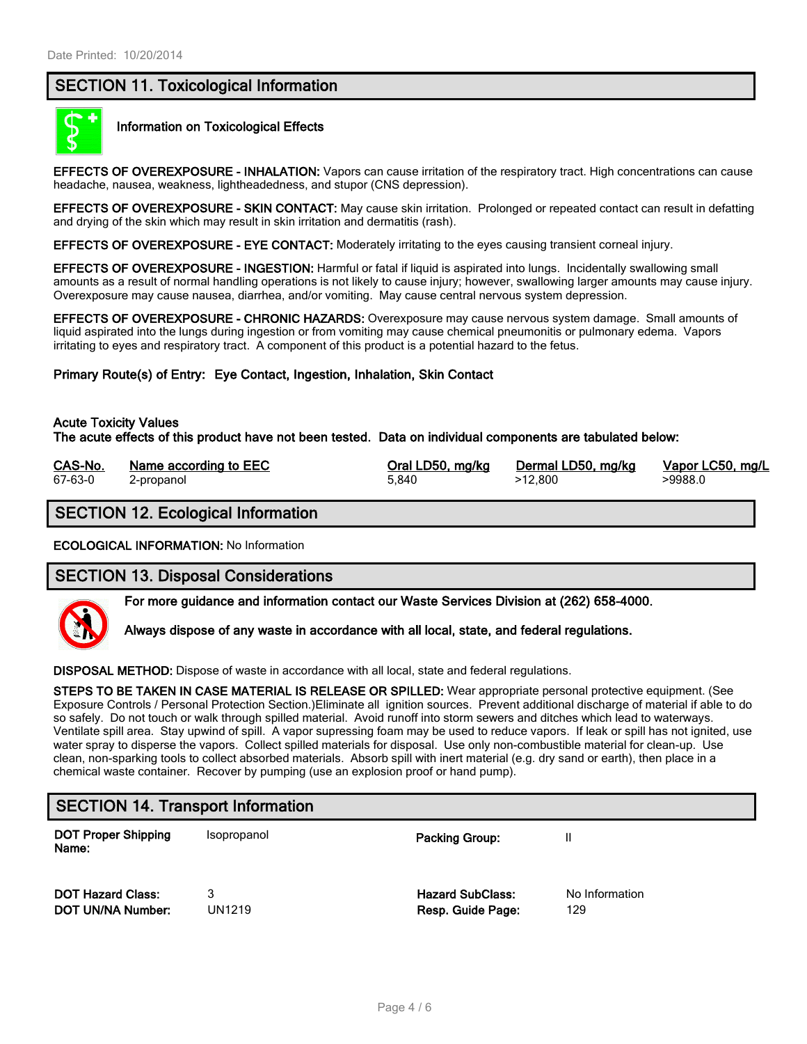Date Printed: 10/20/2014

## SECTION 11. Toxicological Information

**Information on Toxicological Effects**

**EFFECTS OF OVEREXPOSURE - INHALATION:** Vapors can cause irritation of the respiratory tract. High concentrations can cause headache, nausea, weakness, lightheadedness, and stupor (CNS depression).

**EFFECTS OF OVEREXPOSURE - SKIN CONTACT:** May cause skin irritation. Prolonged or repeated contact can result in defatting and drying of the skin which may result in skin irritation and dermatitis (rash).

**EFFECTS OF OVEREXPOSURE - EYE CONTACT:** Moderately irritating to the eyes causing transient corneal injury.

**EFFECTS OF OVEREXPOSURE - INGESTION:** Harmful or fatal if liquid is aspirated into lungs. Incidentally swallowing small amounts as a result of normal handling operations is not likely to cause injury; however, swallowing larger amounts may cause injury. Overexposure may cause nausea, diarrhea, and/or vomiting. May cause central nervous system depression.

**EFFECTS OF OVEREXPOSURE - CHRONIC HAZARDS:** Overexposure may cause nervous system damage. Small amounts of liquid aspirated into the lungs during ingestion or from vomiting may cause chemical pneumonitis or pulmonary edema. Vapors irritating to eyes and respiratory tract. A component of this product is a potential hazard to the fetus.

**Primary Route(s) of Entry: Eye Contact, Ingestion, Inhalation, Skin Contact**

**Acute Toxicity Values**
**The acute effects of this product have not been tested. Data on individual components are tabulated below:**

| CAS-No. | Name according to EEC | Oral LD50, mg/kg | Dermal LD50, mg/kg | Vapor LC50, mg/L |
|---|---|---|---|---|
| 67-63-0 | 2-propanol | 5,840 | >12,800 | >9988.0 |

## SECTION 12. Ecological Information

**ECOLOGICAL INFORMATION:** No Information

## SECTION 13. Disposal Considerations

**For more guidance and information contact our Waste Services Division at (262) 658-4000.**

**Always dispose of any waste in accordance with all local, state, and federal regulations.**

**DISPOSAL METHOD:** Dispose of waste in accordance with all local, state and federal regulations.

**STEPS TO BE TAKEN IN CASE MATERIAL IS RELEASE OR SPILLED:** Wear appropriate personal protective equipment. (See Exposure Controls / Personal Protection Section.)Eliminate all ignition sources. Prevent additional discharge of material if able to do so safely. Do not touch or walk through spilled material. Avoid runoff into storm sewers and ditches which lead to waterways. Ventilate spill area. Stay upwind of spill. A vapor supressing foam may be used to reduce vapors. If leak or spill has not ignited, use water spray to disperse the vapors. Collect spilled materials for disposal. Use only non-combustible material for clean-up. Use clean, non-sparking tools to collect absorbed materials. Absorb spill with inert material (e.g. dry sand or earth), then place in a chemical waste container. Recover by pumping (use an explosion proof or hand pump).

## SECTION 14. Transport Information

| | | | |
|---|---|---|---|
| **DOT Proper Shipping Name:** | Isopropanol | **Packing Group:** | II |
| **DOT Hazard Class:** | 3 | **Hazard SubClass:** | No Information |
| **DOT UN/NA Number:** | UN1219 | **Resp. Guide Page:** | 129 |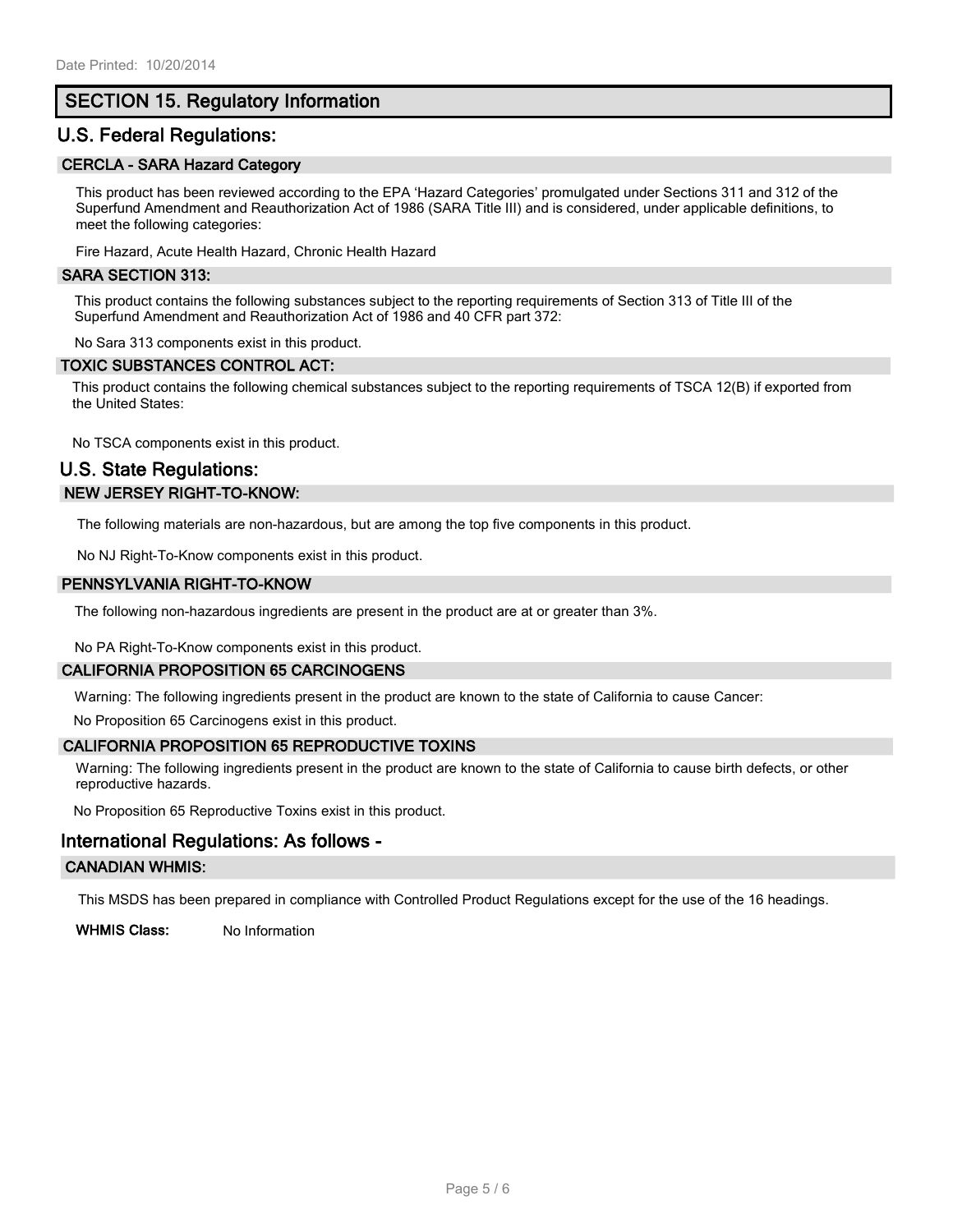## SECTION 15. Regulatory Information

### U.S. Federal Regulations:

#### CERCLA - SARA Hazard Category

This product has been reviewed according to the EPA 'Hazard Categories' promulgated under Sections 311 and 312 of the Superfund Amendment and Reauthorization Act of 1986 (SARA Title III) and is considered, under applicable definitions, to meet the following categories:

Fire Hazard, Acute Health Hazard, Chronic Health Hazard

#### SARA SECTION 313:

This product contains the following substances subject to the reporting requirements of Section 313 of Title III of the Superfund Amendment and Reauthorization Act of 1986 and 40 CFR part 372:

No Sara 313 components exist in this product.

#### TOXIC SUBSTANCES CONTROL ACT:

This product contains the following chemical substances subject to the reporting requirements of TSCA 12(B) if exported from the United States:

No TSCA components exist in this product.

### U.S. State Regulations:

#### NEW JERSEY RIGHT-TO-KNOW:

The following materials are non-hazardous, but are among the top five components in this product.

No NJ Right-To-Know components exist in this product.

#### PENNSYLVANIA RIGHT-TO-KNOW

The following non-hazardous ingredients are present in the product are at or greater than 3%.

No PA Right-To-Know components exist in this product.

#### CALIFORNIA PROPOSITION 65 CARCINOGENS

Warning: The following ingredients present in the product are known to the state of California to cause Cancer:

No Proposition 65 Carcinogens exist in this product.

#### CALIFORNIA PROPOSITION 65 REPRODUCTIVE TOXINS

Warning: The following ingredients present in the product are known to the state of California to cause birth defects, or other reproductive hazards.

No Proposition 65 Reproductive Toxins exist in this product.

### International Regulations: As follows -

#### CANADIAN WHMIS:

This MSDS has been prepared in compliance with Controlled Product Regulations except for the use of the 16 headings.

**WHMIS Class:** No Information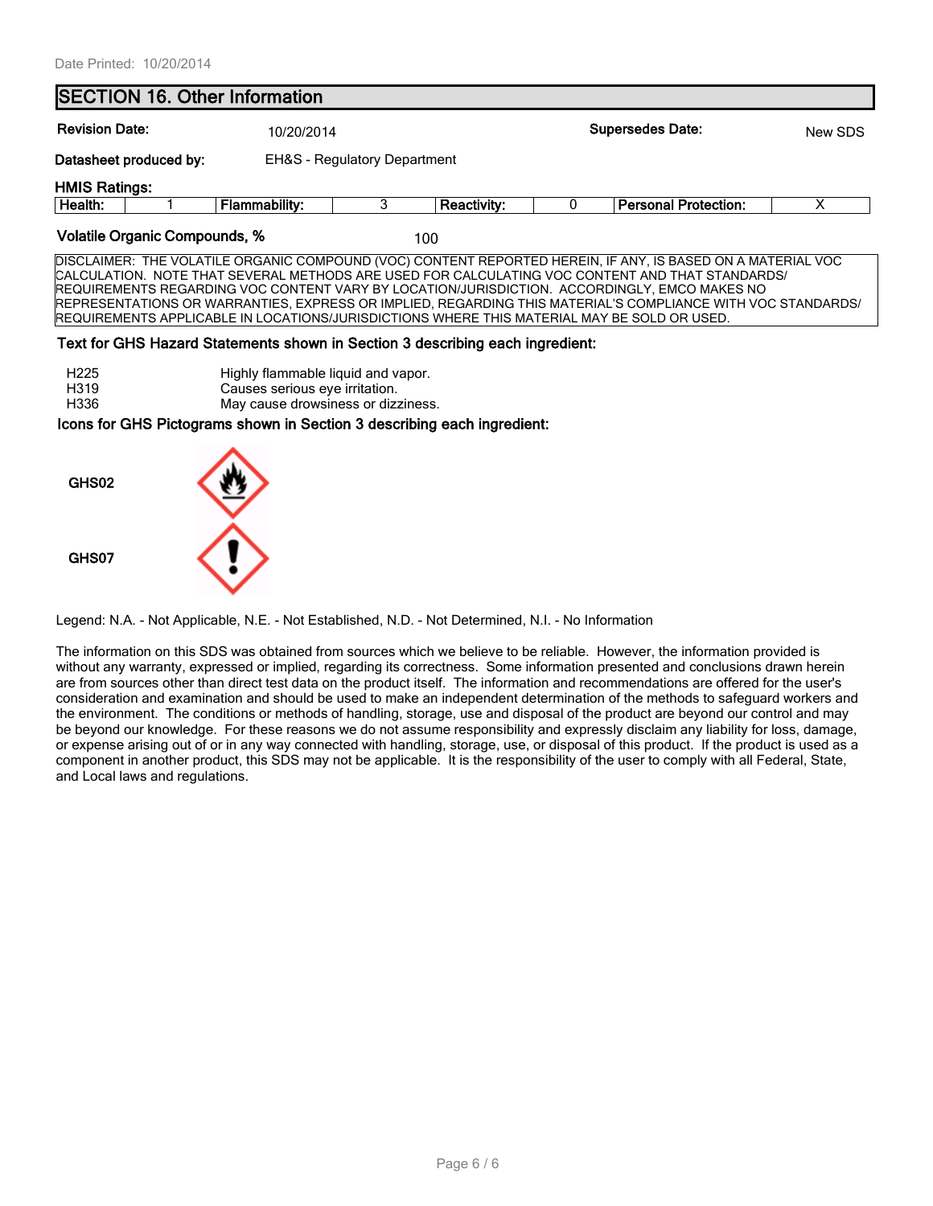Date Printed: 10/20/2014

## SECTION 16. Other Information

**Revision Date:** 10/20/2014 **Supersedes Date:** New SDS

**Datasheet produced by:** EH&S - Regulatory Department

**HMIS Ratings:**

| | | | | | | | |
|---|---|---|---|---|---|---|---|
| **Health:** | 1 | **Flammability:** | 3 | **Reactivity:** | 0 | **Personal Protection:** | X |

**Volatile Organic Compounds, %** 100

DISCLAIMER: THE VOLATILE ORGANIC COMPOUND (VOC) CONTENT REPORTED HEREIN, IF ANY, IS BASED ON A MATERIAL VOC CALCULATION. NOTE THAT SEVERAL METHODS ARE USED FOR CALCULATING VOC CONTENT AND THAT STANDARDS/ REQUIREMENTS REGARDING VOC CONTENT VARY BY LOCATION/JURISDICTION. ACCORDINGLY, EMCO MAKES NO REPRESENTATIONS OR WARRANTIES, EXPRESS OR IMPLIED, REGARDING THIS MATERIAL'S COMPLIANCE WITH VOC STANDARDS/ REQUIREMENTS APPLICABLE IN LOCATIONS/JURISDICTIONS WHERE THIS MATERIAL MAY BE SOLD OR USED.

**Text for GHS Hazard Statements shown in Section 3 describing each ingredient:**

| | |
|---|---|
| H225 | Highly flammable liquid and vapor. |
| H319 | Causes serious eye irritation. |
| H336 | May cause drowsiness or dizziness. |

**Icons for GHS Pictograms shown in Section 3 describing each ingredient:**

**GHS02**

**GHS07**

Legend: N.A. - Not Applicable, N.E. - Not Established, N.D. - Not Determined, N.I. - No Information

The information on this SDS was obtained from sources which we believe to be reliable. However, the information provided is without any warranty, expressed or implied, regarding its correctness. Some information presented and conclusions drawn herein are from sources other than direct test data on the product itself. The information and recommendations are offered for the user's consideration and examination and should be used to make an independent determination of the methods to safeguard workers and the environment. The conditions or methods of handling, storage, use and disposal of the product are beyond our control and may be beyond our knowledge. For these reasons we do not assume responsibility and expressly disclaim any liability for loss, damage, or expense arising out of or in any way connected with handling, storage, use, or disposal of this product. If the product is used as a component in another product, this SDS may not be applicable. It is the responsibility of the user to comply with all Federal, State, and Local laws and regulations.